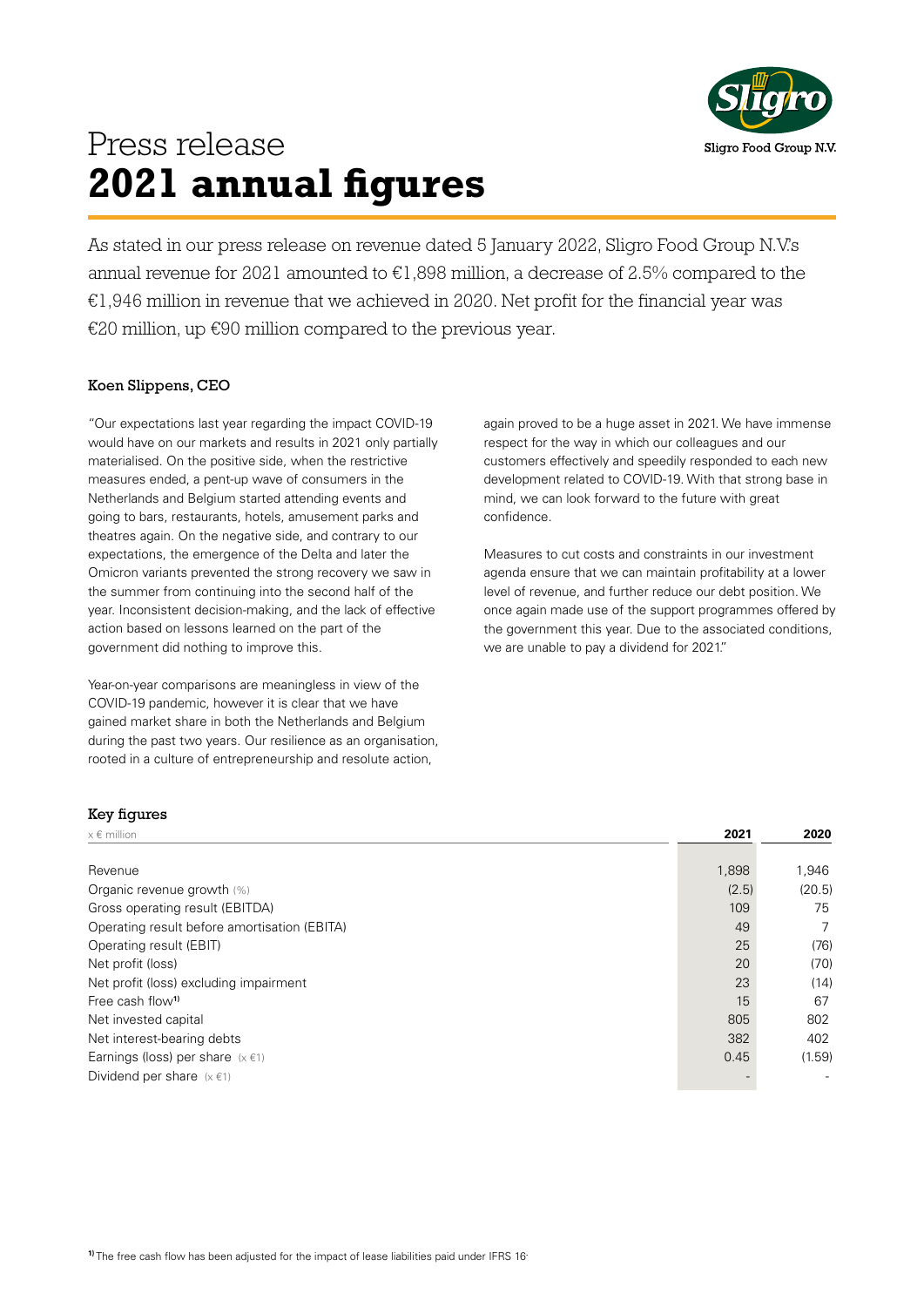# Press release
# **2021 annual figures**

Sligro Food Group N.V.

As stated in our press release on revenue dated 5 January 2022, Sligro Food Group N.V.'s annual revenue for 2021 amounted to €1,898 million, a decrease of 2.5% compared to the €1,946 million in revenue that we achieved in 2020. Net profit for the financial year was €20 million, up €90 million compared to the previous year.

### Koen Slippens, CEO

"Our expectations last year regarding the impact COVID-19 would have on our markets and results in 2021 only partially materialised. On the positive side, when the restrictive measures ended, a pent-up wave of consumers in the Netherlands and Belgium started attending events and going to bars, restaurants, hotels, amusement parks and theatres again. On the negative side, and contrary to our expectations, the emergence of the Delta and later the Omicron variants prevented the strong recovery we saw in the summer from continuing into the second half of the year. Inconsistent decision-making, and the lack of effective action based on lessons learned on the part of the government did nothing to improve this.

Year-on-year comparisons are meaningless in view of the COVID-19 pandemic, however it is clear that we have gained market share in both the Netherlands and Belgium during the past two years. Our resilience as an organisation, rooted in a culture of entrepreneurship and resolute action, again proved to be a huge asset in 2021. We have immense respect for the way in which our colleagues and our customers effectively and speedily responded to each new development related to COVID-19. With that strong base in mind, we can look forward to the future with great confidence.

Measures to cut costs and constraints in our investment agenda ensure that we can maintain profitability at a lower level of revenue, and further reduce our debt position. We once again made use of the support programmes offered by the government this year. Due to the associated conditions, we are unable to pay a dividend for 2021."

### Key figures

| x € million | 2021 | 2020 |
|---|---|---|
| Revenue | 1,898 | 1,946 |
| Organic revenue growth (%) | (2.5) | (20.5) |
| Gross operating result (EBITDA) | 109 | 75 |
| Operating result before amortisation (EBITA) | 49 | 7 |
| Operating result (EBIT) | 25 | (76) |
| Net profit (loss) | 20 | (70) |
| Net profit (loss) excluding impairment | 23 | (14) |
| Free cash flow[1] | 15 | 67 |
| Net invested capital | 805 | 802 |
| Net interest-bearing debts | 382 | 402 |
| Earnings (loss) per share (x €1) | 0.45 | (1.59) |
| Dividend per share (x €1) | - | - |

[1] The free cash flow has been adjusted for the impact of lease liabilities paid under IFRS 16.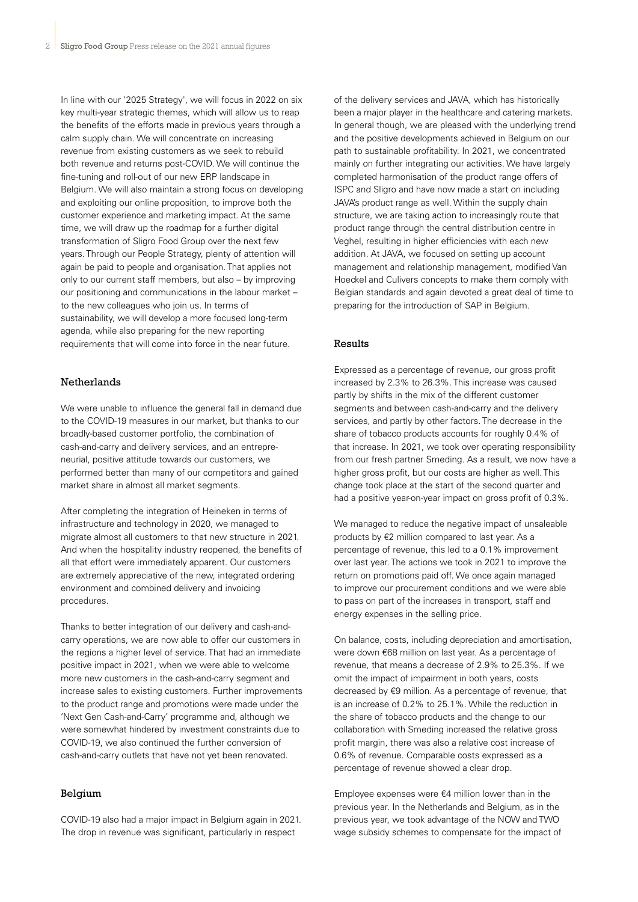In line with our '2025 Strategy', we will focus in 2022 on six key multi-year strategic themes, which will allow us to reap the benefits of the efforts made in previous years through a calm supply chain. We will concentrate on increasing revenue from existing customers as we seek to rebuild both revenue and returns post-COVID. We will continue the fine-tuning and roll-out of our new ERP landscape in Belgium. We will also maintain a strong focus on developing and exploiting our online proposition, to improve both the customer experience and marketing impact. At the same time, we will draw up the roadmap for a further digital transformation of Sligro Food Group over the next few years. Through our People Strategy, plenty of attention will again be paid to people and organisation. That applies not only to our current staff members, but also – by improving our positioning and communications in the labour market – to the new colleagues who join us. In terms of sustainability, we will develop a more focused long-term agenda, while also preparing for the new reporting requirements that will come into force in the near future.

## Netherlands

We were unable to influence the general fall in demand due to the COVID-19 measures in our market, but thanks to our broadly-based customer portfolio, the combination of cash-and-carry and delivery services, and an entrepreneurial, positive attitude towards our customers, we performed better than many of our competitors and gained market share in almost all market segments.

After completing the integration of Heineken in terms of infrastructure and technology in 2020, we managed to migrate almost all customers to that new structure in 2021. And when the hospitality industry reopened, the benefits of all that effort were immediately apparent. Our customers are extremely appreciative of the new, integrated ordering environment and combined delivery and invoicing procedures.

Thanks to better integration of our delivery and cash-and-carry operations, we are now able to offer our customers in the regions a higher level of service. That had an immediate positive impact in 2021, when we were able to welcome more new customers in the cash-and-carry segment and increase sales to existing customers. Further improvements to the product range and promotions were made under the 'Next Gen Cash-and-Carry' programme and, although we were somewhat hindered by investment constraints due to COVID-19, we also continued the further conversion of cash-and-carry outlets that have not yet been renovated.

## Belgium

COVID-19 also had a major impact in Belgium again in 2021. The drop in revenue was significant, particularly in respect of the delivery services and JAVA, which has historically been a major player in the healthcare and catering markets. In general though, we are pleased with the underlying trend and the positive developments achieved in Belgium on our path to sustainable profitability. In 2021, we concentrated mainly on further integrating our activities. We have largely completed harmonisation of the product range offers of ISPC and Sligro and have now made a start on including JAVA's product range as well. Within the supply chain structure, we are taking action to increasingly route that product range through the central distribution centre in Veghel, resulting in higher efficiencies with each new addition. At JAVA, we focused on setting up account management and relationship management, modified Van Hoeckel and Culivers concepts to make them comply with Belgian standards and again devoted a great deal of time to preparing for the introduction of SAP in Belgium.

## Results

Expressed as a percentage of revenue, our gross profit increased by 2.3% to 26.3%. This increase was caused partly by shifts in the mix of the different customer segments and between cash-and-carry and the delivery services, and partly by other factors. The decrease in the share of tobacco products accounts for roughly 0.4% of that increase. In 2021, we took over operating responsibility from our fresh partner Smeding. As a result, we now have a higher gross profit, but our costs are higher as well. This change took place at the start of the second quarter and had a positive year-on-year impact on gross profit of 0.3%.

We managed to reduce the negative impact of unsaleable products by €2 million compared to last year. As a percentage of revenue, this led to a 0.1% improvement over last year. The actions we took in 2021 to improve the return on promotions paid off. We once again managed to improve our procurement conditions and we were able to pass on part of the increases in transport, staff and energy expenses in the selling price.

On balance, costs, including depreciation and amortisation, were down €68 million on last year. As a percentage of revenue, that means a decrease of 2.9% to 25.3%. If we omit the impact of impairment in both years, costs decreased by €9 million. As a percentage of revenue, that is an increase of 0.2% to 25.1%. While the reduction in the share of tobacco products and the change to our collaboration with Smeding increased the relative gross profit margin, there was also a relative cost increase of 0.6% of revenue. Comparable costs expressed as a percentage of revenue showed a clear drop.

Employee expenses were €4 million lower than in the previous year. In the Netherlands and Belgium, as in the previous year, we took advantage of the NOW and TWO wage subsidy schemes to compensate for the impact of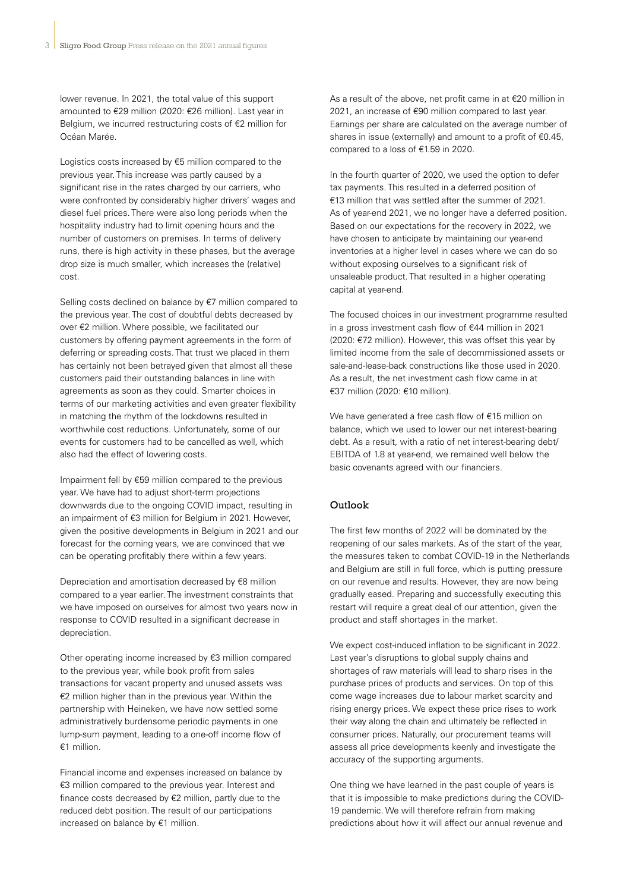lower revenue. In 2021, the total value of this support amounted to €29 million (2020: €26 million). Last year in Belgium, we incurred restructuring costs of €2 million for Océan Marée.

Logistics costs increased by €5 million compared to the previous year. This increase was partly caused by a significant rise in the rates charged by our carriers, who were confronted by considerably higher drivers' wages and diesel fuel prices. There were also long periods when the hospitality industry had to limit opening hours and the number of customers on premises. In terms of delivery runs, there is high activity in these phases, but the average drop size is much smaller, which increases the (relative) cost.

Selling costs declined on balance by €7 million compared to the previous year. The cost of doubtful debts decreased by over €2 million. Where possible, we facilitated our customers by offering payment agreements in the form of deferring or spreading costs. That trust we placed in them has certainly not been betrayed given that almost all these customers paid their outstanding balances in line with agreements as soon as they could. Smarter choices in terms of our marketing activities and even greater flexibility in matching the rhythm of the lockdowns resulted in worthwhile cost reductions. Unfortunately, some of our events for customers had to be cancelled as well, which also had the effect of lowering costs.

Impairment fell by €59 million compared to the previous year. We have had to adjust short-term projections downwards due to the ongoing COVID impact, resulting in an impairment of €3 million for Belgium in 2021. However, given the positive developments in Belgium in 2021 and our forecast for the coming years, we are convinced that we can be operating profitably there within a few years.

Depreciation and amortisation decreased by €8 million compared to a year earlier. The investment constraints that we have imposed on ourselves for almost two years now in response to COVID resulted in a significant decrease in depreciation.

Other operating income increased by €3 million compared to the previous year, while book profit from sales transactions for vacant property and unused assets was €2 million higher than in the previous year. Within the partnership with Heineken, we have now settled some administratively burdensome periodic payments in one lump-sum payment, leading to a one-off income flow of €1 million.

Financial income and expenses increased on balance by €3 million compared to the previous year. Interest and finance costs decreased by €2 million, partly due to the reduced debt position. The result of our participations increased on balance by €1 million.

As a result of the above, net profit came in at €20 million in 2021, an increase of €90 million compared to last year. Earnings per share are calculated on the average number of shares in issue (externally) and amount to a profit of €0.45, compared to a loss of €1.59 in 2020.

In the fourth quarter of 2020, we used the option to defer tax payments. This resulted in a deferred position of €13 million that was settled after the summer of 2021. As of year-end 2021, we no longer have a deferred position. Based on our expectations for the recovery in 2022, we have chosen to anticipate by maintaining our year-end inventories at a higher level in cases where we can do so without exposing ourselves to a significant risk of unsaleable product. That resulted in a higher operating capital at year-end.

The focused choices in our investment programme resulted in a gross investment cash flow of €44 million in 2021 (2020: €72 million). However, this was offset this year by limited income from the sale of decommissioned assets or sale-and-lease-back constructions like those used in 2020. As a result, the net investment cash flow came in at €37 million (2020: €10 million).

We have generated a free cash flow of €15 million on balance, which we used to lower our net interest-bearing debt. As a result, with a ratio of net interest-bearing debt/ EBITDA of 1.8 at year-end, we remained well below the basic covenants agreed with our financiers.

## Outlook

The first few months of 2022 will be dominated by the reopening of our sales markets. As of the start of the year, the measures taken to combat COVID-19 in the Netherlands and Belgium are still in full force, which is putting pressure on our revenue and results. However, they are now being gradually eased. Preparing and successfully executing this restart will require a great deal of our attention, given the product and staff shortages in the market.

We expect cost-induced inflation to be significant in 2022. Last year's disruptions to global supply chains and shortages of raw materials will lead to sharp rises in the purchase prices of products and services. On top of this come wage increases due to labour market scarcity and rising energy prices. We expect these price rises to work their way along the chain and ultimately be reflected in consumer prices. Naturally, our procurement teams will assess all price developments keenly and investigate the accuracy of the supporting arguments.

One thing we have learned in the past couple of years is that it is impossible to make predictions during the COVID-19 pandemic. We will therefore refrain from making predictions about how it will affect our annual revenue and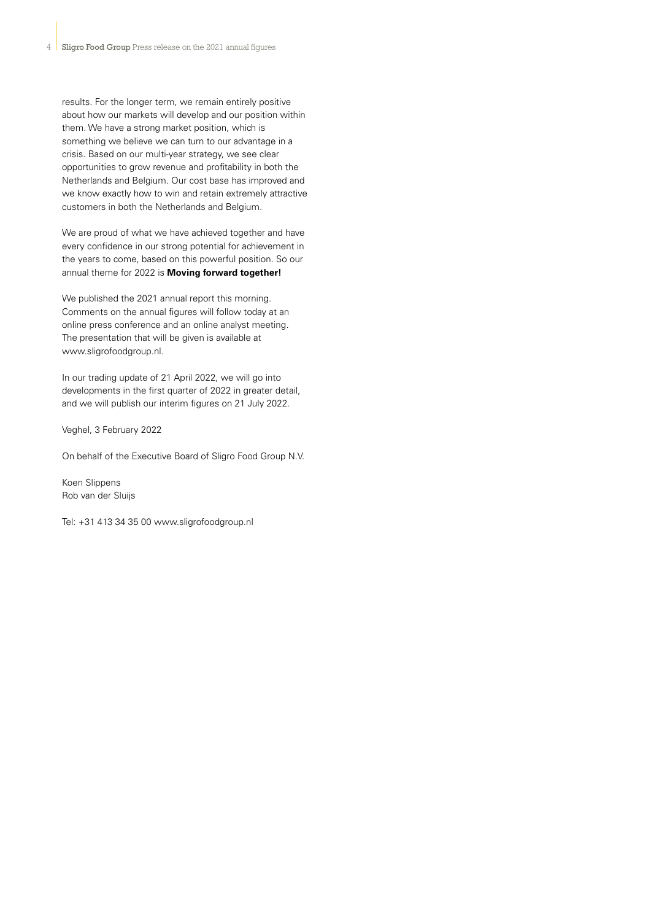results. For the longer term, we remain entirely positive about how our markets will develop and our position within them. We have a strong market position, which is something we believe we can turn to our advantage in a crisis. Based on our multi-year strategy, we see clear opportunities to grow revenue and profitability in both the Netherlands and Belgium. Our cost base has improved and we know exactly how to win and retain extremely attractive customers in both the Netherlands and Belgium.

We are proud of what we have achieved together and have every confidence in our strong potential for achievement in the years to come, based on this powerful position. So our annual theme for 2022 is **Moving forward together!**

We published the 2021 annual report this morning. Comments on the annual figures will follow today at an online press conference and an online analyst meeting. The presentation that will be given is available at www.sligrofoodgroup.nl.

In our trading update of 21 April 2022, we will go into developments in the first quarter of 2022 in greater detail, and we will publish our interim figures on 21 July 2022.

Veghel, 3 February 2022

On behalf of the Executive Board of Sligro Food Group N.V.

Koen Slippens
Rob van der Sluijs

Tel: +31 413 34 35 00 www.sligrofoodgroup.nl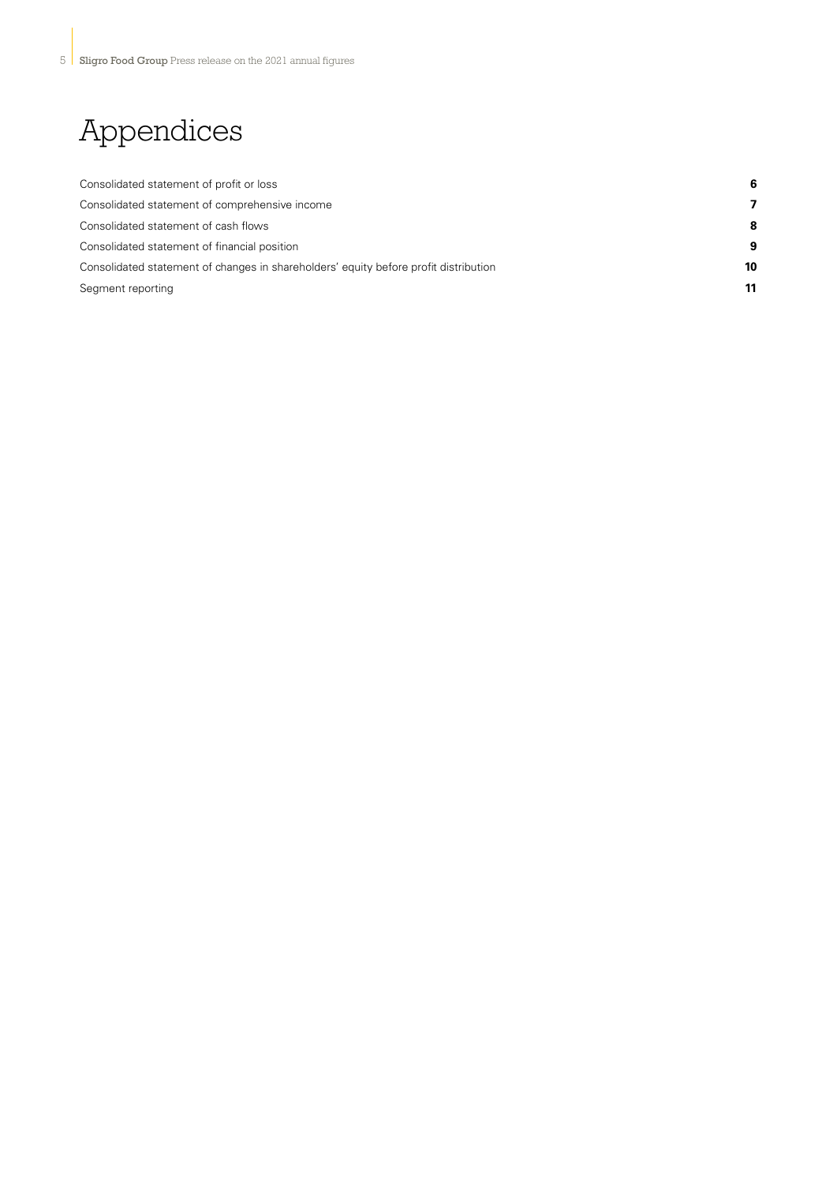# Appendices

| | |
|---|---|
| Consolidated statement of profit or loss | **6** |
| Consolidated statement of comprehensive income | **7** |
| Consolidated statement of cash flows | **8** |
| Consolidated statement of financial position | **9** |
| Consolidated statement of changes in shareholders' equity before profit distribution | **10** |
| Segment reporting | **11** |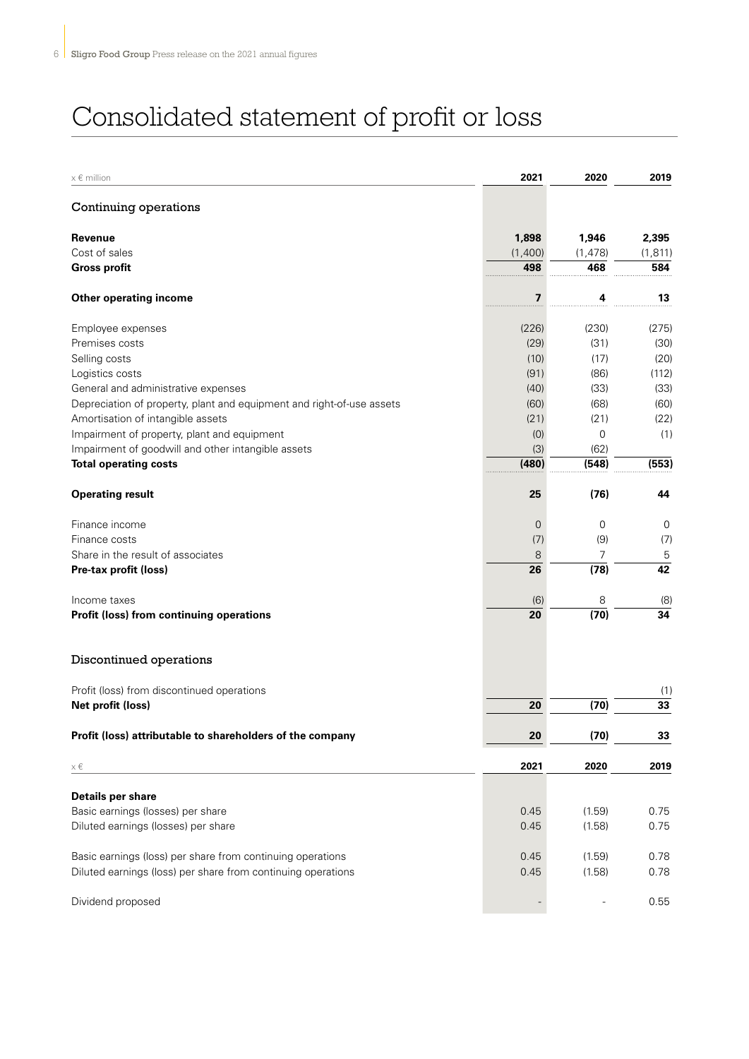# Consolidated statement of profit or loss

| x € million | 2021 | 2020 | 2019 |
|---|---|---|---|
| **Continuing operations** | | | |
| **Revenue** | **1,898** | **1,946** | **2,395** |
| Cost of sales | (1,400) | (1,478) | (1,811) |
| **Gross profit** | **498** | **468** | **584** |
| **Other operating income** | **7** | **4** | **13** |
| Employee expenses | (226) | (230) | (275) |
| Premises costs | (29) | (31) | (30) |
| Selling costs | (10) | (17) | (20) |
| Logistics costs | (91) | (86) | (112) |
| General and administrative expenses | (40) | (33) | (33) |
| Depreciation of property, plant and equipment and right-of-use assets | (60) | (68) | (60) |
| Amortisation of intangible assets | (21) | (21) | (22) |
| Impairment of property, plant and equipment | (0) | 0 | (1) |
| Impairment of goodwill and other intangible assets | (3) | (62) | |
| **Total operating costs** | **(480)** | **(548)** | **(553)** |
| **Operating result** | **25** | **(76)** | **44** |
| Finance income | 0 | 0 | 0 |
| Finance costs | (7) | (9) | (7) |
| Share in the result of associates | 8 | 7 | 5 |
| **Pre-tax profit (loss)** | **26** | **(78)** | **42** |
| Income taxes | (6) | 8 | (8) |
| **Profit (loss) from continuing operations** | **20** | **(70)** | **34** |
| **Discontinued operations** | | | |
| Profit (loss) from discontinued operations | | | (1) |
| **Net profit (loss)** | **20** | **(70)** | **33** |
| **Profit (loss) attributable to shareholders of the company** | **20** | **(70)** | **33** |

| x € | 2021 | 2020 | 2019 |
|---|---|---|---|
| **Details per share** | | | |
| Basic earnings (losses) per share | 0.45 | (1.59) | 0.75 |
| Diluted earnings (losses) per share | 0.45 | (1.58) | 0.75 |
| Basic earnings (loss) per share from continuing operations | 0.45 | (1.59) | 0.78 |
| Diluted earnings (loss) per share from continuing operations | 0.45 | (1.58) | 0.78 |
| Dividend proposed | - | - | 0.55 |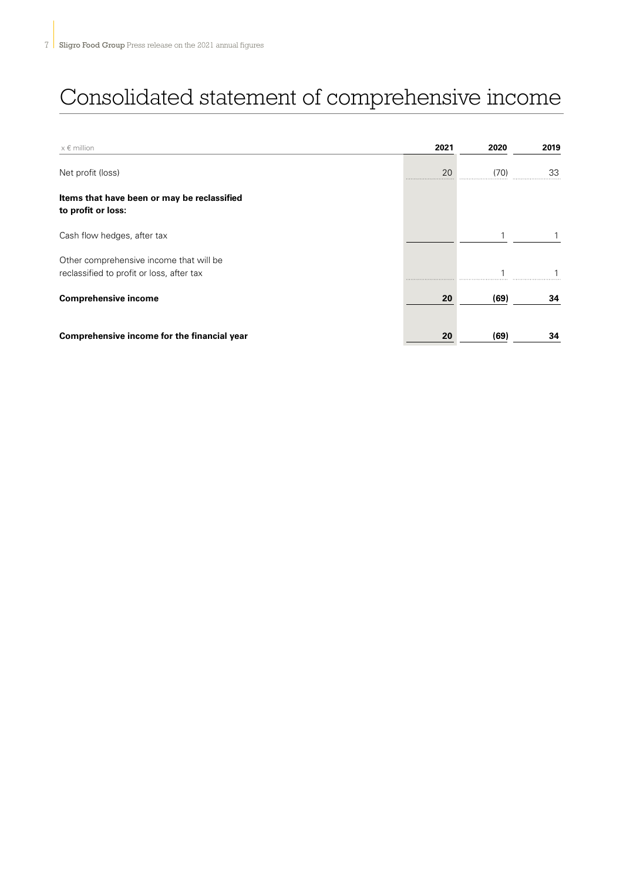# Consolidated statement of comprehensive income

| x € million | 2021 | 2020 | 2019 |
|---|---|---|---|
| Net profit (loss) | 20 | (70) | 33 |
| **Items that have been or may be reclassified to profit or loss:** | | | |
| Cash flow hedges, after tax | | 1 | 1 |
| Other comprehensive income that will be reclassified to profit or loss, after tax | | 1 | 1 |
| **Comprehensive income** | **20** | **(69)** | **34** |
| **Comprehensive income for the financial year** | **20** | **(69)** | **34** |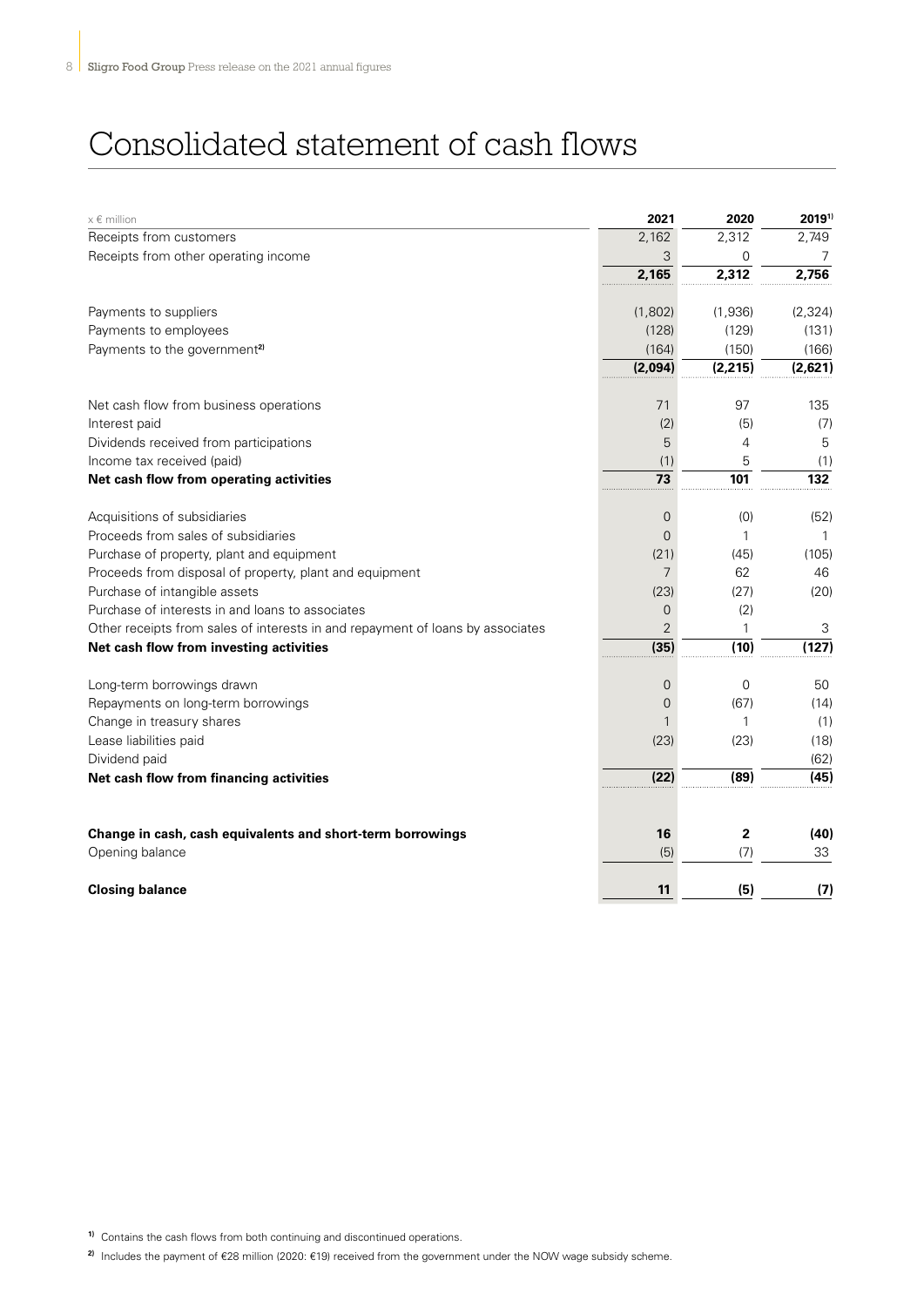# Consolidated statement of cash flows

| x € million | 2021 | 2020 | 2019[1] |
|---|---|---|---|
| Receipts from customers | 2,162 | 2,312 | 2,749 |
| Receipts from other operating income | 3 | 0 | 7 |
| | **2,165** | **2,312** | **2,756** |
| | | | |
| Payments to suppliers | (1,802) | (1,936) | (2,324) |
| Payments to employees | (128) | (129) | (131) |
| Payments to the government[2] | (164) | (150) | (166) |
| | **(2,094)** | **(2,215)** | **(2,621)** |
| | | | |
| Net cash flow from business operations | 71 | 97 | 135 |
| Interest paid | (2) | (5) | (7) |
| Dividends received from participations | 5 | 4 | 5 |
| Income tax received (paid) | (1) | 5 | (1) |
| **Net cash flow from operating activities** | **73** | **101** | **132** |
| | | | |
| Acquisitions of subsidiaries | 0 | (0) | (52) |
| Proceeds from sales of subsidiaries | 0 | 1 | 1 |
| Purchase of property, plant and equipment | (21) | (45) | (105) |
| Proceeds from disposal of property, plant and equipment | 7 | 62 | 46 |
| Purchase of intangible assets | (23) | (27) | (20) |
| Purchase of interests in and loans to associates | 0 | (2) | |
| Other receipts from sales of interests in and repayment of loans by associates | 2 | 1 | 3 |
| **Net cash flow from investing activities** | **(35)** | **(10)** | **(127)** |
| | | | |
| Long-term borrowings drawn | 0 | 0 | 50 |
| Repayments on long-term borrowings | 0 | (67) | (14) |
| Change in treasury shares | 1 | 1 | (1) |
| Lease liabilities paid | (23) | (23) | (18) |
| Dividend paid | | | (62) |
| **Net cash flow from financing activities** | **(22)** | **(89)** | **(45)** |
| | | | |
| **Change in cash, cash equivalents and short-term borrowings** | **16** | **2** | **(40)** |
| Opening balance | (5) | (7) | 33 |
| | | | |
| **Closing balance** | **11** | **(5)** | **(7)** |

[1] Contains the cash flows from both continuing and discontinued operations.

[2] Includes the payment of €28 million (2020: €19) received from the government under the NOW wage subsidy scheme.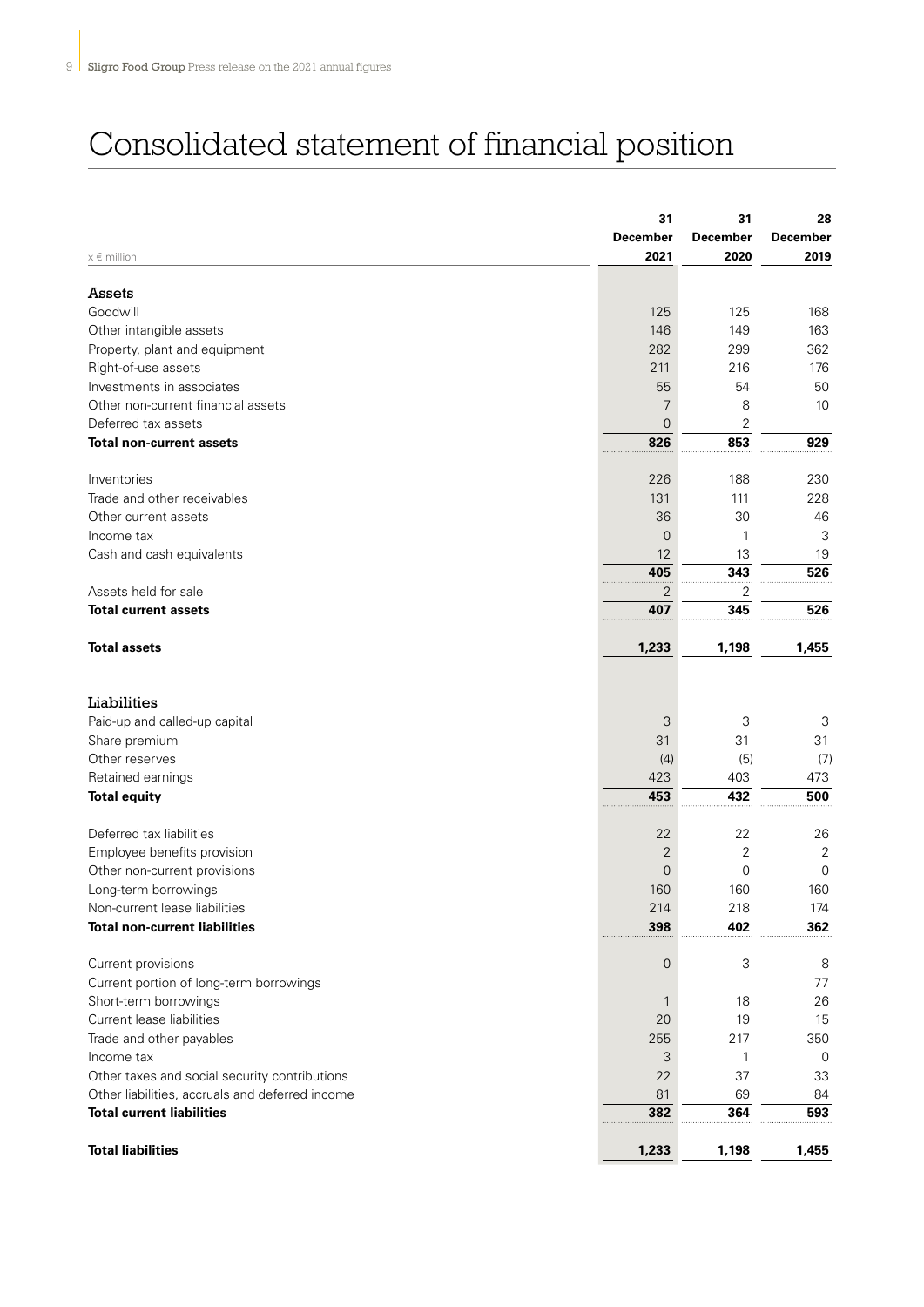# Consolidated statement of financial position

| x € million | 31 December 2021 | 31 December 2020 | 28 December 2019 |
|---|---|---|---|
| **Assets** | | | |
| Goodwill | 125 | 125 | 168 |
| Other intangible assets | 146 | 149 | 163 |
| Property, plant and equipment | 282 | 299 | 362 |
| Right-of-use assets | 211 | 216 | 176 |
| Investments in associates | 55 | 54 | 50 |
| Other non-current financial assets | 7 | 8 | 10 |
| Deferred tax assets | 0 | 2 | |
| **Total non-current assets** | **826** | **853** | **929** |
| | | | |
| Inventories | 226 | 188 | 230 |
| Trade and other receivables | 131 | 111 | 228 |
| Other current assets | 36 | 30 | 46 |
| Income tax | 0 | 1 | 3 |
| Cash and cash equivalents | 12 | 13 | 19 |
| | **405** | **343** | **526** |
| Assets held for sale | 2 | 2 | |
| **Total current assets** | **407** | **345** | **526** |
| | | | |
| **Total assets** | **1,233** | **1,198** | **1,455** |
| | | | |
| **Liabilities** | | | |
| Paid-up and called-up capital | 3 | 3 | 3 |
| Share premium | 31 | 31 | 31 |
| Other reserves | (4) | (5) | (7) |
| Retained earnings | 423 | 403 | 473 |
| **Total equity** | **453** | **432** | **500** |
| | | | |
| Deferred tax liabilities | 22 | 22 | 26 |
| Employee benefits provision | 2 | 2 | 2 |
| Other non-current provisions | 0 | 0 | 0 |
| Long-term borrowings | 160 | 160 | 160 |
| Non-current lease liabilities | 214 | 218 | 174 |
| **Total non-current liabilities** | **398** | **402** | **362** |
| | | | |
| Current provisions | 0 | 3 | 8 |
| Current portion of long-term borrowings | | | 77 |
| Short-term borrowings | 1 | 18 | 26 |
| Current lease liabilities | 20 | 19 | 15 |
| Trade and other payables | 255 | 217 | 350 |
| Income tax | 3 | 1 | 0 |
| Other taxes and social security contributions | 22 | 37 | 33 |
| Other liabilities, accruals and deferred income | 81 | 69 | 84 |
| **Total current liabilities** | **382** | **364** | **593** |
| | | | |
| **Total liabilities** | **1,233** | **1,198** | **1,455** |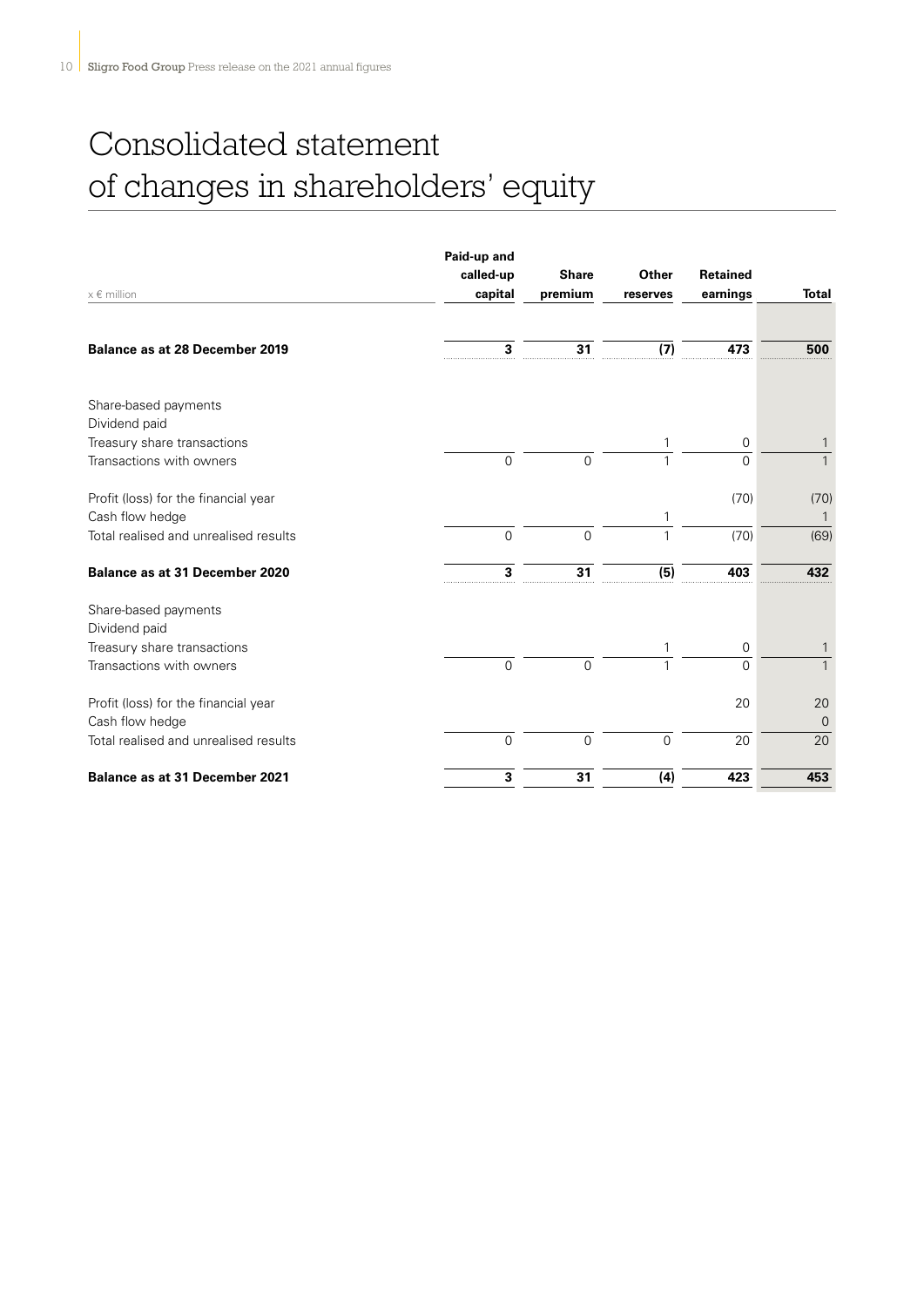# Consolidated statement of changes in shareholders' equity

| x € million | Paid-up and called-up capital | Share premium | Other reserves | Retained earnings | Total |
|---|---|---|---|---|---|
| **Balance as at 28 December 2019** | **3** | **31** | **(7)** | **473** | **500** |
| Share-based payments | | | | | |
| Dividend paid | | | | | |
| Treasury share transactions | | | 1 | 0 | 1 |
| Transactions with owners | 0 | 0 | 1 | 0 | 1 |
| Profit (loss) for the financial year | | | | (70) | (70) |
| Cash flow hedge | | | 1 | | 1 |
| Total realised and unrealised results | 0 | 0 | 1 | (70) | (69) |
| **Balance as at 31 December 2020** | **3** | **31** | **(5)** | **403** | **432** |
| Share-based payments | | | | | |
| Dividend paid | | | | | |
| Treasury share transactions | | | 1 | 0 | 1 |
| Transactions with owners | 0 | 0 | 1 | 0 | 1 |
| Profit (loss) for the financial year | | | | 20 | 20 |
| Cash flow hedge | | | | | 0 |
| Total realised and unrealised results | 0 | 0 | 0 | 20 | 20 |
| **Balance as at 31 December 2021** | **3** | **31** | **(4)** | **423** | **453** |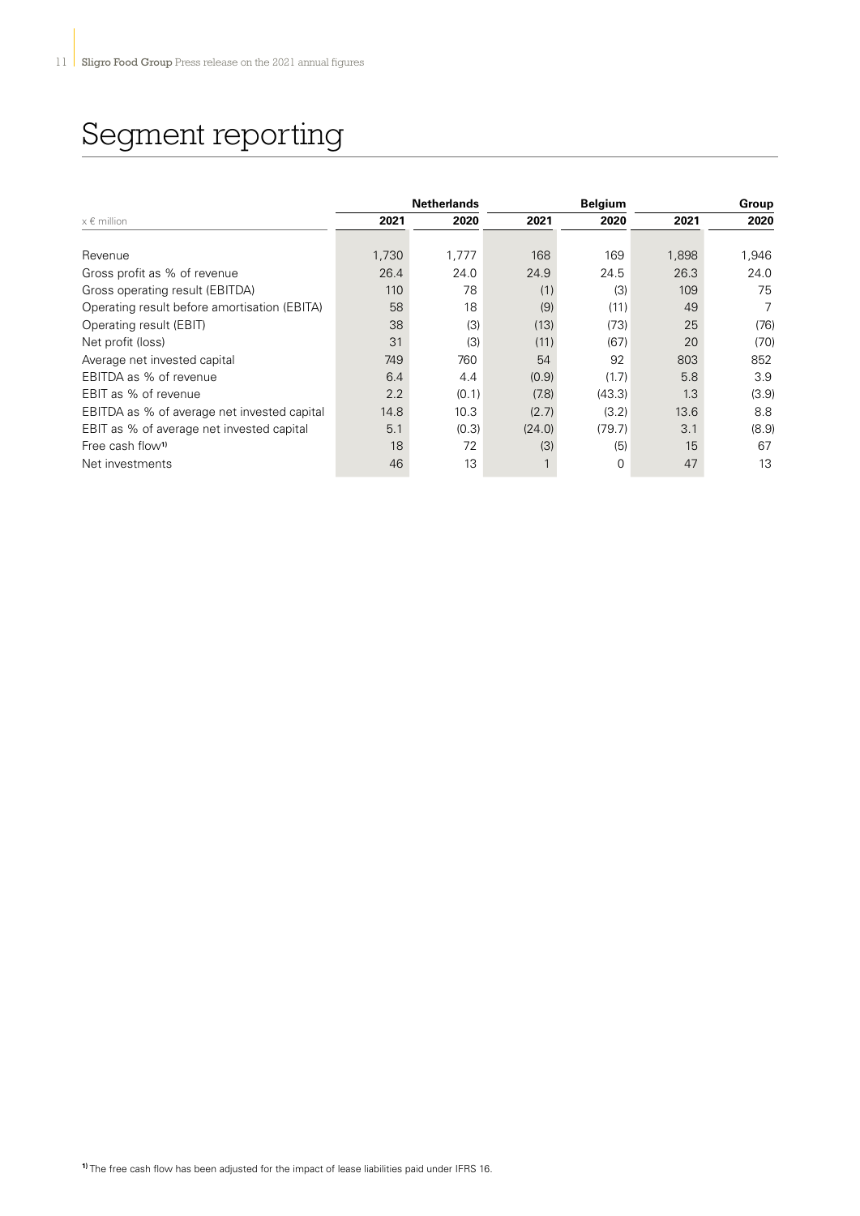# Segment reporting

| x € million | Netherlands | | Belgium | | Group | |
|---|---|---|---|---|---|---|
| | 2021 | 2020 | 2021 | 2020 | 2021 | 2020 |
| Revenue | 1,730 | 1,777 | 168 | 169 | 1,898 | 1,946 |
| Gross profit as % of revenue | 26.4 | 24.0 | 24.9 | 24.5 | 26.3 | 24.0 |
| Gross operating result (EBITDA) | 110 | 78 | (1) | (3) | 109 | 75 |
| Operating result before amortisation (EBITA) | 58 | 18 | (9) | (11) | 49 | 7 |
| Operating result (EBIT) | 38 | (3) | (13) | (73) | 25 | (76) |
| Net profit (loss) | 31 | (3) | (11) | (67) | 20 | (70) |
| Average net invested capital | 749 | 760 | 54 | 92 | 803 | 852 |
| EBITDA as % of revenue | 6.4 | 4.4 | (0.9) | (1.7) | 5.8 | 3.9 |
| EBIT as % of revenue | 2.2 | (0.1) | (7.8) | (43.3) | 1.3 | (3.9) |
| EBITDA as % of average net invested capital | 14.8 | 10.3 | (2.7) | (3.2) | 13.6 | 8.8 |
| EBIT as % of average net invested capital | 5.1 | (0.3) | (24.0) | (79.7) | 3.1 | (8.9) |
| Free cash flow[1] | 18 | 72 | (3) | (5) | 15 | 67 |
| Net investments | 46 | 13 | 1 | 0 | 47 | 13 |

[1] The free cash flow has been adjusted for the impact of lease liabilities paid under IFRS 16.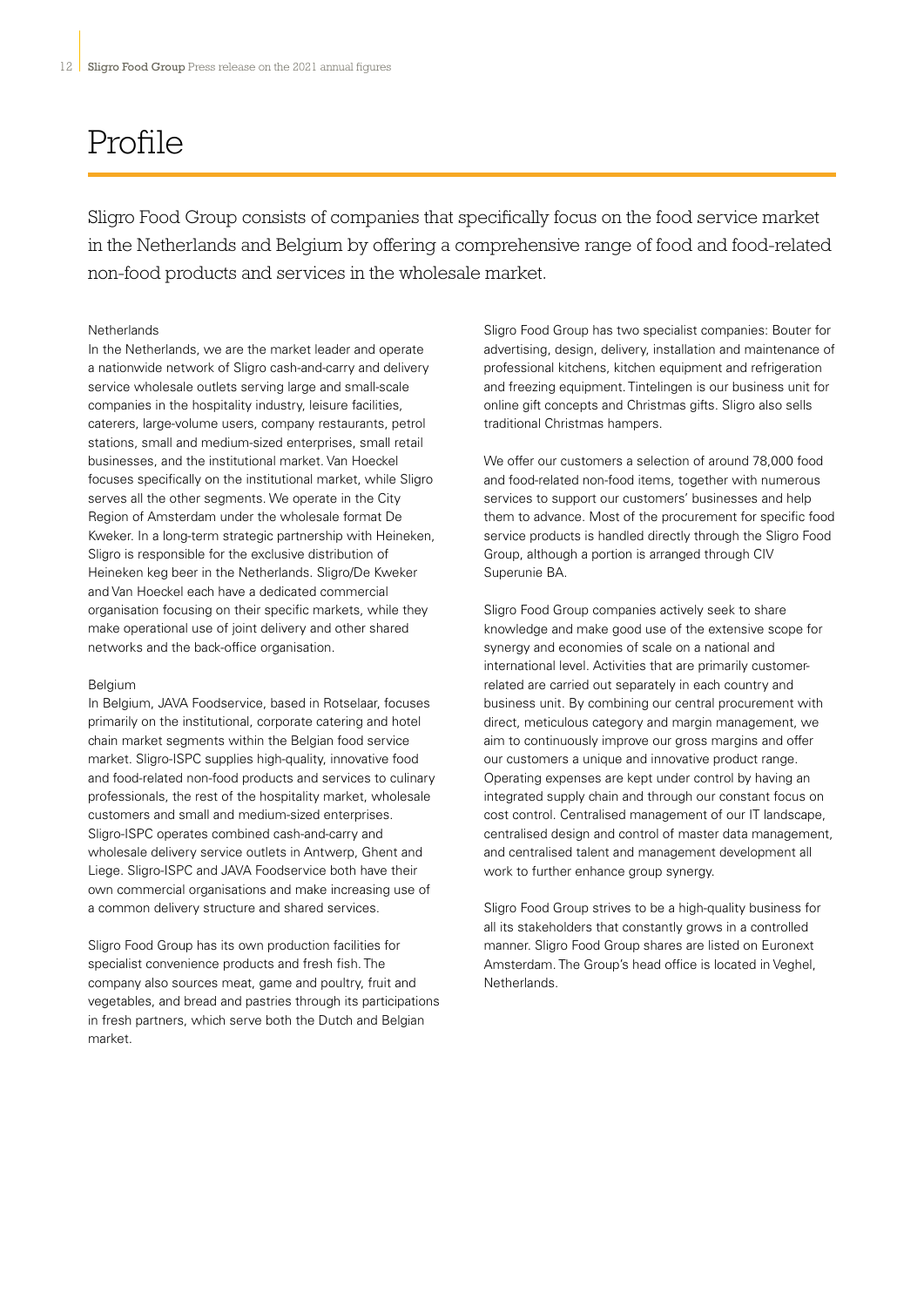# Profile

Sligro Food Group consists of companies that specifically focus on the food service market in the Netherlands and Belgium by offering a comprehensive range of food and food-related non-food products and services in the wholesale market.

Netherlands

In the Netherlands, we are the market leader and operate a nationwide network of Sligro cash-and-carry and delivery service wholesale outlets serving large and small-scale companies in the hospitality industry, leisure facilities, caterers, large-volume users, company restaurants, petrol stations, small and medium-sized enterprises, small retail businesses, and the institutional market. Van Hoeckel focuses specifically on the institutional market, while Sligro serves all the other segments. We operate in the City Region of Amsterdam under the wholesale format De Kweker. In a long-term strategic partnership with Heineken, Sligro is responsible for the exclusive distribution of Heineken keg beer in the Netherlands. Sligro/De Kweker and Van Hoeckel each have a dedicated commercial organisation focusing on their specific markets, while they make operational use of joint delivery and other shared networks and the back-office organisation.

Belgium

In Belgium, JAVA Foodservice, based in Rotselaar, focuses primarily on the institutional, corporate catering and hotel chain market segments within the Belgian food service market. Sligro-ISPC supplies high-quality, innovative food and food-related non-food products and services to culinary professionals, the rest of the hospitality market, wholesale customers and small and medium-sized enterprises. Sligro-ISPC operates combined cash-and-carry and wholesale delivery service outlets in Antwerp, Ghent and Liege. Sligro-ISPC and JAVA Foodservice both have their own commercial organisations and make increasing use of a common delivery structure and shared services.

Sligro Food Group has its own production facilities for specialist convenience products and fresh fish. The company also sources meat, game and poultry, fruit and vegetables, and bread and pastries through its participations in fresh partners, which serve both the Dutch and Belgian market.

Sligro Food Group has two specialist companies: Bouter for advertising, design, delivery, installation and maintenance of professional kitchens, kitchen equipment and refrigeration and freezing equipment. Tintelingen is our business unit for online gift concepts and Christmas gifts. Sligro also sells traditional Christmas hampers.

We offer our customers a selection of around 78,000 food and food-related non-food items, together with numerous services to support our customers' businesses and help them to advance. Most of the procurement for specific food service products is handled directly through the Sligro Food Group, although a portion is arranged through CIV Superunie BA.

Sligro Food Group companies actively seek to share knowledge and make good use of the extensive scope for synergy and economies of scale on a national and international level. Activities that are primarily customer-related are carried out separately in each country and business unit. By combining our central procurement with direct, meticulous category and margin management, we aim to continuously improve our gross margins and offer our customers a unique and innovative product range. Operating expenses are kept under control by having an integrated supply chain and through our constant focus on cost control. Centralised management of our IT landscape, centralised design and control of master data management, and centralised talent and management development all work to further enhance group synergy.

Sligro Food Group strives to be a high-quality business for all its stakeholders that constantly grows in a controlled manner. Sligro Food Group shares are listed on Euronext Amsterdam. The Group's head office is located in Veghel, Netherlands.